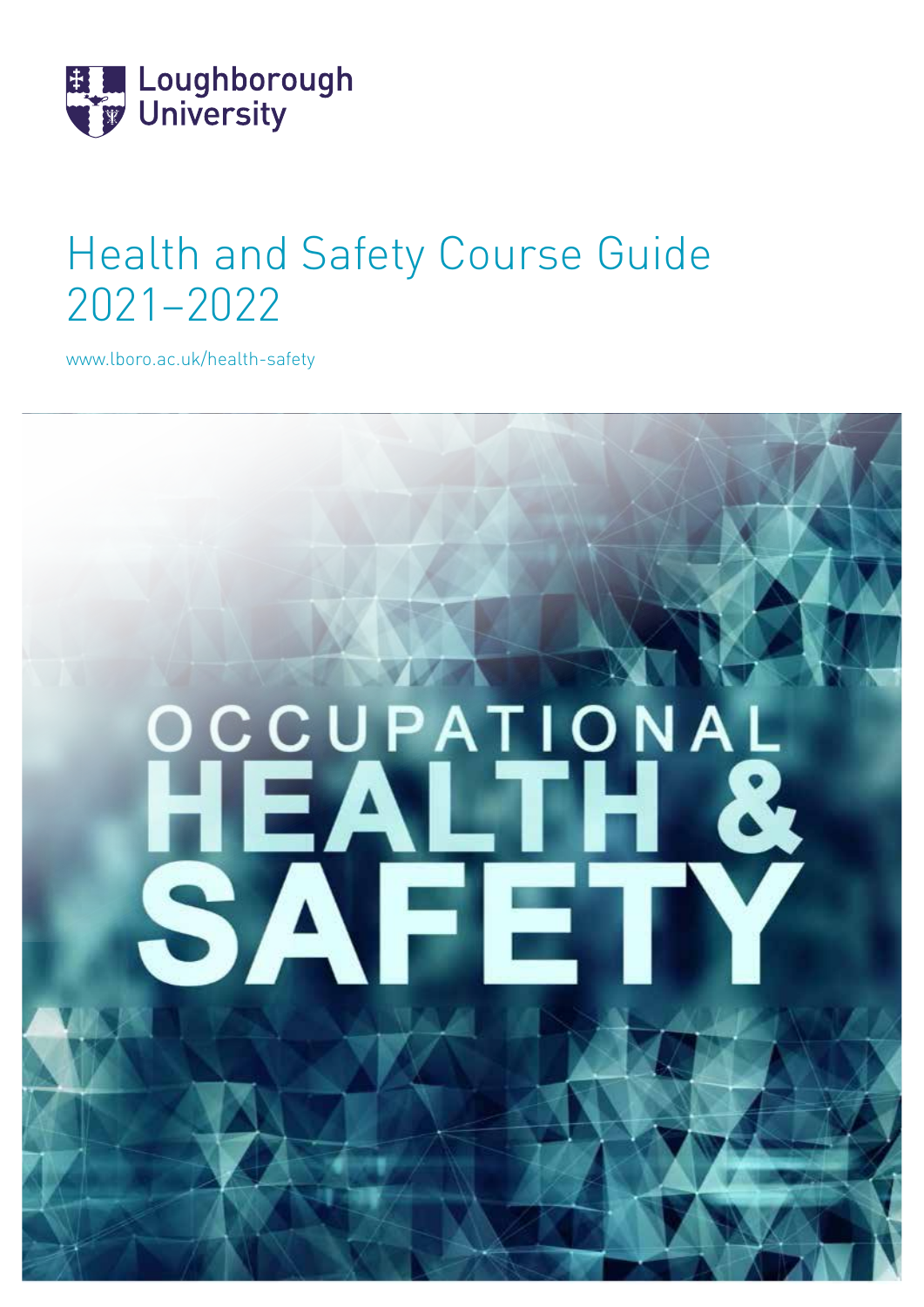Loughborough University

# Health and Safety Course Guide 2021–2022

www.lboro.ac.uk/health-safety

OCCUPATIONAL HEALTH & SAFETY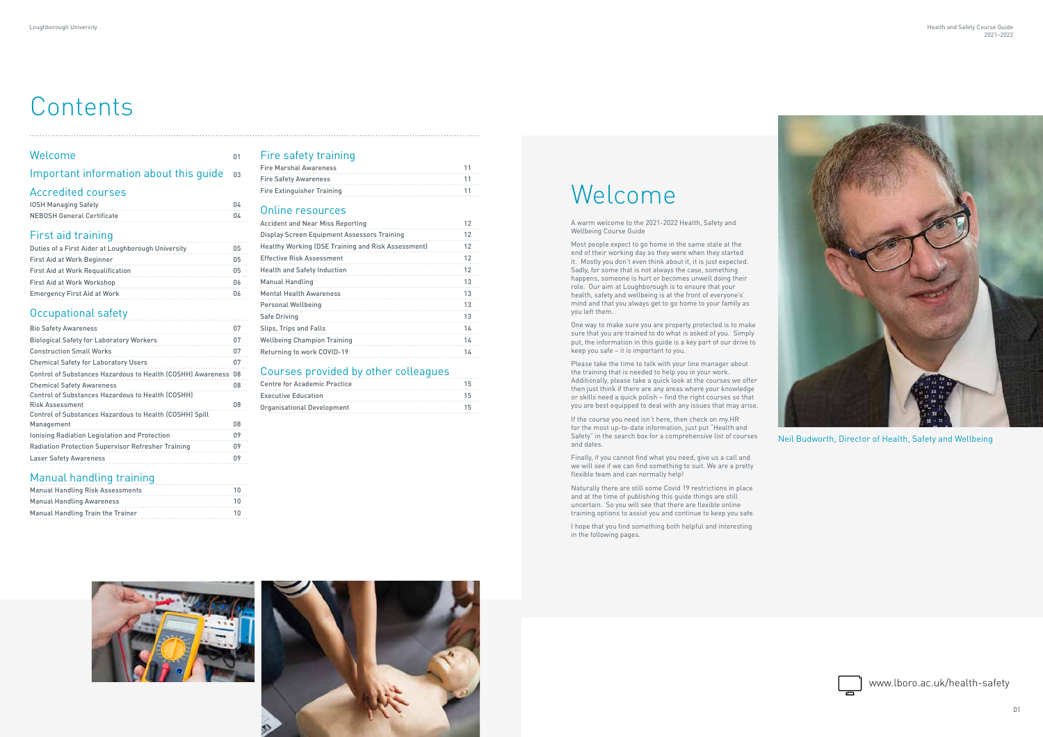# Contents

| | |
|---|---|
| **Welcome** | 01 |
| **Important information about this guide** | 03 |
| **Accredited courses** | |
| IOSH Managing Safely | 04 |
| NEBOSH General Certificate | 04 |
| **First aid training** | |
| Duties of a First Aider at Loughborough University | 05 |
| First Aid at Work Beginner | 05 |
| First Aid at Work Requalification | 05 |
| First Aid at Work Workshop | 06 |
| Emergency First Aid at Work | 06 |
| **Occupational safety** | |
| Bio Safety Awareness | 07 |
| Biological Safety for Laboratory Workers | 07 |
| Construction Small Works | 07 |
| Chemical Safety for Laboratory Users | 07 |
| Control of Substances Hazardous to Health (COSHH) Awareness | 08 |
| Chemical Safety Awareness | 08 |
| Control of Substances Hazardous to Health (COSHH) Risk Assessment | 08 |
| Control of Substances Hazardous to Health (COSHH) Spill Management | 08 |
| Ionising Radiation Legislation and Protection | 09 |
| Radiation Protection Supervisor Refresher Training | 09 |
| Laser Safety Awareness | 09 |
| **Manual handling training** | |
| Manual Handling Risk Assessments | 10 |
| Manual Handling Awareness | 10 |
| Manual Handling Train the Trainer | 10 |
| **Fire safety training** | |
| Fire Marshal Awareness | 11 |
| Fire Safety Awareness | 11 |
| Fire Extinguisher Training | 11 |
| **Online resources** | |
| Accident and Near Miss Reporting | 12 |
| Display Screen Equipment Assessors Training | 12 |
| Healthy Working (DSE Training and Risk Assessment) | 12 |
| Effective Risk Assessment | 12 |
| Health and Safety Induction | 12 |
| Manual Handling | 13 |
| Mental Health Awareness | 13 |
| Personal Wellbeing | 13 |
| Safe Driving | 13 |
| Slips, Trips and Falls | 14 |
| Wellbeing Champion Training | 14 |
| Returning to work COVID-19 | 14 |
| **Courses provided by other colleagues** | |
| Centre for Academic Practice | 15 |
| Executive Education | 15 |
| Organisational Development | 15 |

# Welcome

A warm welcome to the 2021-2022 Health, Safety and Wellbeing Course Guide

Most people expect to go home in the same state at the end of their working day as they were when they started it. Mostly you don't even think about it, it is just expected. Sadly, for some that is not always the case, something happens, someone is hurt or becomes unwell doing their role. Our aim at Loughborough is to ensure that your health, safety and wellbeing is at the front of everyone's' mind and that you always get to go home to your family as you left them.

One way to make sure you are properly protected is to make sure that you are trained to do what is asked of you. Simply put, the information in this guide is a key part of our drive to keep you safe – it is important to you.

Please take the time to talk with your line manager about the training that is needed to help you in your work. Additionally, please take a quick look at the courses we offer then just think if there are any areas where your knowledge or skills need a quick polish – find the right courses so that you are best equipped to deal with any issues that may arise.

If the course you need isn't here, then check on my.HR for the most up-to-date information, just put "Health and Safety" in the search box for a comprehensive list of courses and dates.

Finally, if you cannot find what you need, give us a call and we will see if we can find something to suit. We are a pretty flexible team and can normally help!

Naturally there are still some Covid 19 restrictions in place and at the time of publishing this guide things are still uncertain. So you will see that there are flexible online training options to assist you and continue to keep you safe.

I hope that you find something both helpful and interesting in the following pages.

Neil Budworth, Director of Health, Safety and Wellbeing

www.lboro.ac.uk/health-safety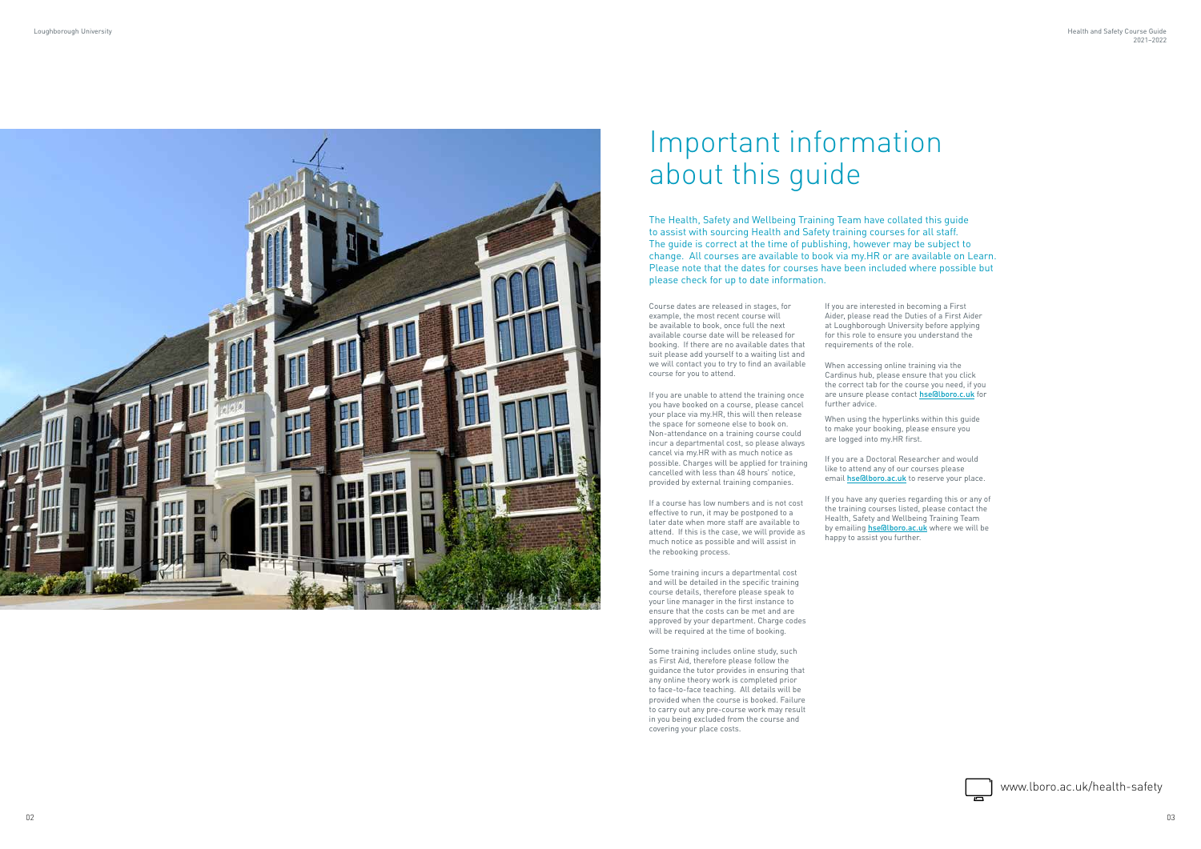# Important information about this guide

The Health, Safety and Wellbeing Training Team have collated this guide to assist with sourcing Health and Safety training courses for all staff. The guide is correct at the time of publishing, however may be subject to change. All courses are available to book via my.HR or are available on Learn. Please note that the dates for courses have been included where possible but please check for up to date information.

Course dates are released in stages, for example, the most recent course will be available to book, once full the next available course date will be released for booking. If there are no available dates that suit please add yourself to a waiting list and we will contact you to try to find an available course for you to attend.

If you are unable to attend the training once you have booked on a course, please cancel your place via my.HR, this will then release the space for someone else to book on. Non-attendance on a training course could incur a departmental cost, so please always cancel via my.HR with as much notice as possible. Charges will be applied for training cancelled with less than 48 hours' notice, provided by external training companies.

If a course has low numbers and is not cost effective to run, it may be postponed to a later date when more staff are available to attend. If this is the case, we will provide as much notice as possible and will assist in the rebooking process.

Some training incurs a departmental cost and will be detailed in the specific training course details, therefore please speak to your line manager in the first instance to ensure that the costs can be met and are approved by your department. Charge codes will be required at the time of booking.

Some training includes online study, such as First Aid, therefore please follow the guidance the tutor provides in ensuring that any online theory work is completed prior to face-to-face teaching. All details will be provided when the course is booked. Failure to carry out any pre-course work may result in you being excluded from the course and covering your place costs.

If you are interested in becoming a First Aider, please read the Duties of a First Aider at Loughborough University before applying for this role to ensure you understand the requirements of the role.

When accessing online training via the Cardinus hub, please ensure that you click the correct tab for the course you need, if you are unsure please contact **hse@lboro.c.uk** for further advice.

When using the hyperlinks within this guide to make your booking, please ensure you are logged into my.HR first.

If you are a Doctoral Researcher and would like to attend any of our courses please email **hse@lboro.ac.uk** to reserve your place.

If you have any queries regarding this or any of the training courses listed, please contact the Health, Safety and Wellbeing Training Team by emailing **hse@lboro.ac.uk** where we will be happy to assist you further.

www.lboro.ac.uk/health-safety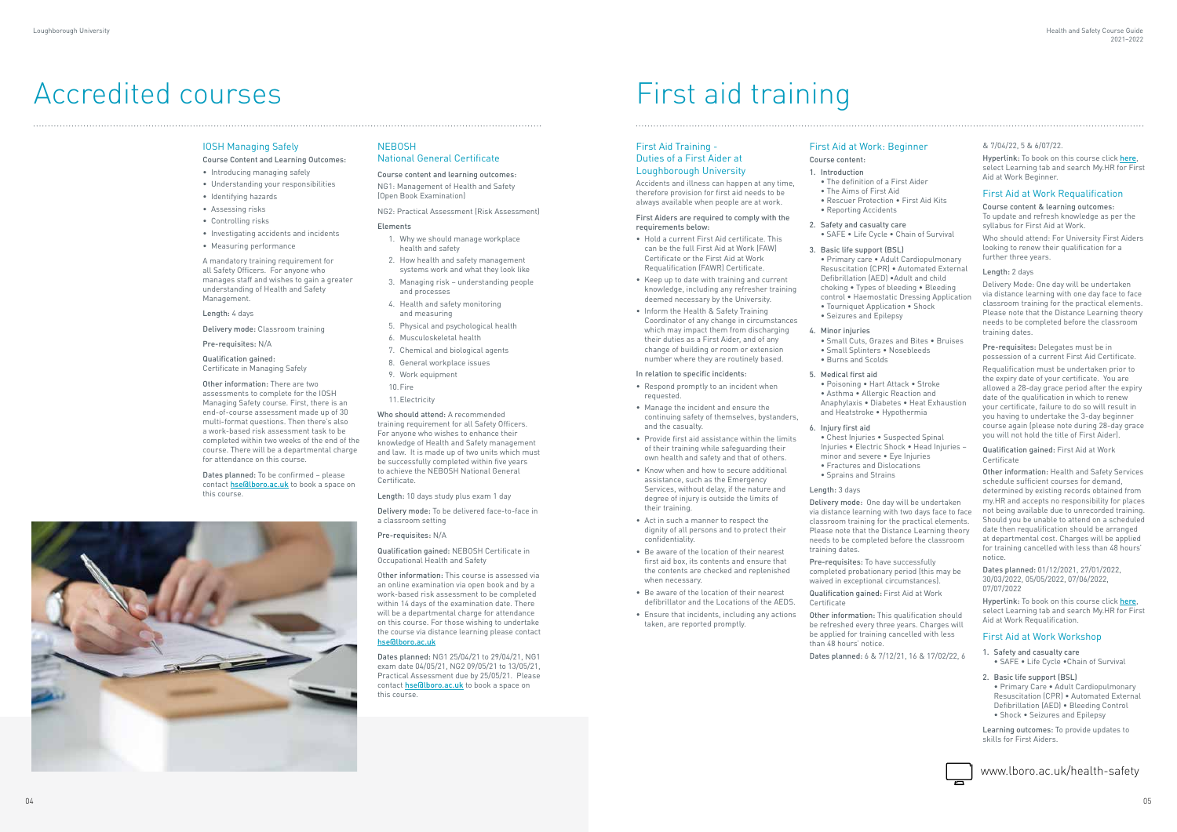# Accredited courses

## IOSH Managing Safely

**Course Content and Learning Outcomes:**

- Introducing managing safely
- Understanding your responsibilities
- Identifying hazards
- Assessing risks
- Controlling risks
- Investigating accidents and incidents
- Measuring performance

A mandatory training requirement for all Safety Officers. For anyone who manages staff and wishes to gain a greater understanding of Health and Safety Management.

**Length:** 4 days

**Delivery mode:** Classroom training

**Pre-requisites:** N/A

**Qualification gained:**
Certificate in Managing Safely

**Other information:** There are two assessments to complete for the IOSH Managing Safety course. First, there is an end-of-course assessment made up of 30 multi-format questions. Then there's also a work-based risk assessment task to be completed within two weeks of the end of the course. There will be a departmental charge for attendance on this course.

**Dates planned:** To be confirmed – please contact hse@lboro.ac.uk to book a space on this course.

## NEBOSH National General Certificate

**Course content and learning outcomes:**

NG1: Management of Health and Safety (Open Book Examination)

NG2: Practical Assessment (Risk Assessment)

**Elements**

1. Why we should manage workplace health and safety
2. How health and safety management systems work and what they look like
3. Managing risk – understanding people and processes
4. Health and safety monitoring and measuring
5. Physical and psychological health
6. Musculoskeletal health
7. Chemical and biological agents
8. General workplace issues
9. Work equipment
10. Fire
11. Electricity

**Who should attend:** A recommended training requirement for all Safety Officers. For anyone who wishes to enhance their knowledge of Health and Safety management and law. It is made up of two units which must be successfully completed within five years to achieve the NEBOSH National General Certificate.

**Length:** 10 days study plus exam 1 day

**Delivery mode:** To be delivered face-to-face in a classroom setting

**Pre-requisites:** N/A

**Qualification gained:** NEBOSH Certificate in Occupational Health and Safety

**Other information:** This course is assessed via an online examination via open book and by a work-based risk assessment to be completed within 14 days of the examination date. There will be a departmental charge for attendance on this course. For those wishing to undertake the course via distance learning please contact hse@lboro.ac.uk

**Dates planned:** NG1 25/04/21 to 29/04/21, NG1 exam date 04/05/21, NG2 09/05/21 to 13/05/21, Practical Assessment due by 25/05/21. Please contact hse@lboro.ac.uk to book a space on this course.

# First aid training

## First Aid Training - Duties of a First Aider at Loughborough University

Accidents and illness can happen at any time, therefore provision for first aid needs to be always available when people are at work.

**First Aiders are required to comply with the requirements below:**

- Hold a current First Aid certificate. This can be the full First Aid at Work (FAW) Certificate or the First Aid at Work Requalification (FAWR) Certificate.
- Keep up to date with training and current knowledge, including any refresher training deemed necessary by the University.
- Inform the Health & Safety Training Coordinator of any change in circumstances which may impact them from discharging their duties as a First Aider, and of any change of building or room or extension number where they are routinely based.

**In relation to specific incidents:**

- Respond promptly to an incident when requested.
- Manage the incident and ensure the continuing safety of themselves, bystanders, and the casualty.
- Provide first aid assistance within the limits of their training while safeguarding their own health and safety and that of others.
- Know when and how to secure additional assistance, such as the Emergency Services, without delay, if the nature and degree of injury is outside the limits of their training.
- Act in such a manner to respect the dignity of all persons and to protect their confidentiality.
- Be aware of the location of their nearest first aid box, its contents and ensure that the contents are checked and replenished when necessary.
- Be aware of the location of their nearest defibrillator and the Locations of the AEDS.
- Ensure that incidents, including any actions taken, are reported promptly.

## First Aid at Work: Beginner

**Course content:**

1. Introduction
   - The definition of a First Aider
   - The Aims of First Aid
   - Rescuer Protection • First Aid Kits
   - Reporting Accidents
2. Safety and casualty care
   - SAFE • Life Cycle • Chain of Survival
3. Basic life support (BSL)
   - Primary care • Adult Cardiopulmonary Resuscitation (CPR) • Automated External Defibrillation (AED) •Adult and child choking • Types of bleeding • Bleeding control • Haemostatic Dressing Application
   - Tourniquet Application • Shock
   - Seizures and Epilepsy
4. Minor injuries
   - Small Cuts, Grazes and Bites • Bruises
   - Small Splinters • Nosebleeds
   - Burns and Scolds
5. Medical first aid
   - Poisoning • Hart Attack • Stroke
   - Asthma • Allergic Reaction and Anaphylaxis • Diabetes • Heat Exhaustion and Heatstroke • Hypothermia
6. Injury first aid
   - Chest Injuries • Suspected Spinal Injuries • Electric Shock • Head Injuries – minor and severe • Eye Injuries
   - Fractures and Dislocations
   - Sprains and Strains

**Length:** 3 days

**Delivery mode:** One day will be undertaken via distance learning with two days face to face classroom training for the practical elements. Please note that the Distance Learning theory needs to be completed before the classroom training dates.

**Pre-requisites:** To have successfully completed probationary period (this may be waived in exceptional circumstances).

**Qualification gained:** First Aid at Work Certificate

**Other information:** This qualification should be refreshed every three years. Charges will be applied for training cancelled with less than 48 hours' notice.

**Dates planned:** 6 & 7/12/21, 16 & 17/02/22, 6 & 7/04/22, 5 & 6/07/22.

**Hyperlink:** To book on this course click here, select Learning tab and search My.HR for First Aid at Work Beginner.

## First Aid at Work Requalification

**Course content & learning outcomes:**
To update and refresh knowledge as per the syllabus for First Aid at Work.

Who should attend: For University First Aiders looking to renew their qualification for a further three years.

**Length:** 2 days

Delivery Mode: One day will be undertaken via distance learning with one day face to face classroom training for the practical elements. Please note that the Distance Learning theory needs to be completed before the classroom training dates.

**Pre-requisites:** Delegates must be in possession of a current First Aid Certificate.

Requalification must be undertaken prior to the expiry date of your certificate. You are allowed a 28-day grace period after the expiry date of the qualification in which to renew your certificate, failure to do so will result in you having to undertake the 3-day beginner course again (please note during 28-day grace you will not hold the title of First Aider).

**Qualification gained:** First Aid at Work Certificate

**Other information:** Health and Safety Services schedule sufficient courses for demand, determined by existing records obtained from my.HR and accepts no responsibility for places not being available due to unrecorded training. Should you be unable to attend on a scheduled date then requalification should be arranged at departmental cost. Charges will be applied for training cancelled with less than 48 hours' notice.

**Dates planned:** 01/12/2021, 27/01/2022, 30/03/2022, 05/05/2022, 07/06/2022, 07/07/2022

**Hyperlink:** To book on this course click here, select Learning tab and search My.HR for First Aid at Work Requalification.

## First Aid at Work Workshop

1. Safety and casualty care
   - SAFE • Life Cycle •Chain of Survival
2. Basic life support (BSL)
   - Primary Care • Adult Cardiopulmonary Resuscitation (CPR) • Automated External Defibrillation (AED) • Bleeding Control
   - Shock • Seizures and Epilepsy

**Learning outcomes:** To provide updates to skills for First Aiders.

www.lboro.ac.uk/health-safety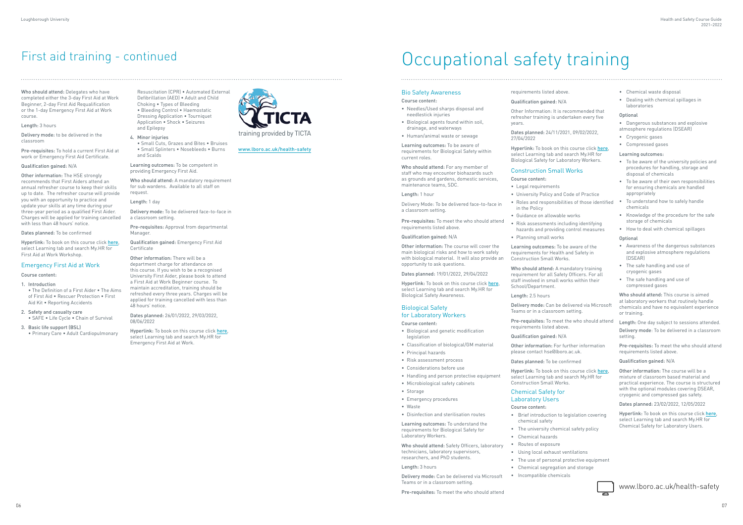# First aid training - continued

Who should attend: Delegates who have completed either the 3-day First Aid at Work Beginner, 2-day First Aid Requalification or the 1-day Emergency First Aid at Work course.

Length: 3 hours

Delivery mode: to be delivered in the classroom

Pre-requisites: To hold a current First Aid at work or Emergency First Aid Certificate.

Qualification gained: N/A

Other information: The HSE strongly recommends that First Aiders attend an annual refresher course to keep their skills up to date. The refresher course will provide you with an opportunity to practice and update your skills at any time during your three-year period as a qualified First Aider. Charges will be applied for training cancelled with less than 48 hours' notice.

Dates planned: To be confirmed

Hyperlink: To book on this course click here, select Learning tab and search My.HR for First Aid at Work Workshop.

## Emergency First Aid at Work

Course content:

1. Introduction
   • The Definition of a First Aider • The Aims of First Aid • Rescuer Protection • First Aid Kit • Reporting Accidents
2. Safety and casualty care
   • SAFE • Life Cycle • Chain of Survival
3. Basic life support (BSL)
   • Primary Care • Adult Cardiopulmonary Resuscitation (CPR) • Automated External Defibrillation (AED) • Adult and Child Choking • Types of Bleeding • Bleeding Control • Haemostatic Dressing Application • Tourniquet Application • Shock • Seizures and Epilepsy
4. Minor injuries
   • Small Cuts, Grazes and Bites • Bruises • Small Splinters • Nosebleeds • Burns and Scalds

Learning outcomes: To be competent in providing Emergency First Aid.

Who should attend: A mandatory requirement for sub wardens. Available to all staff on request.

Length: 1 day

Delivery mode: To be delivered face-to-face in a classroom setting.

Pre-requisites: Approval from departmental Manager.

Qualification gained: Emergency First Aid Certificate

Other information: There will be a department charge for attendance on this course. If you wish to be a recognised University First Aider, please book to attend a First Aid at Work Beginner course. To maintain accreditation, training should be refreshed every three years. Charges will be applied for training cancelled with less than 48 hours' notice.

Dates planned: 26/01/2022, 29/03/2022, 08/06/2022

Hyperlink: To book on this course click here, select Learning tab and search My.HR for Emergency First Aid at Work.

TICTA

training provided by TICTA

www.lboro.ac.uk/health-safety

# Occupational safety training

## Bio Safety Awareness

Course content:

- Needles/Used sharps disposal and needlestick injuries
- Biological agents found within soil, drainage, and waterways
- Human/animal waste or sewage

Learning outcomes: To be aware of requirements for Biological Safety within current roles.

Who should attend: For any member of staff who may encounter biohazards such as grounds and gardens, domestic services, maintenance teams, SDC.

Length: 1 hour

Delivery Mode: To be delivered face-to-face in a classroom setting.

Pre-requisites: To meet the who should attend requirements listed above.

Qualification gained: N/A

Other information: The course will cover the main biological risks and how to work safely with biological material. It will also provide an opportunity to ask questions.

Dates planned: 19/01/2022, 29/04/2022

Hyperlink: To book on this course click here, select Learning tab and search My.HR for Biological Safety Awareness.

## Biological Safety for Laboratory Workers

Course content:

- Biological and genetic modification legislation
- Classification of biological/GM material
- Principal hazards
- Risk assessment process
- Considerations before use
- Handling and person protective equipment
- Microbiological safety cabinets
- Storage
- Emergency procedures
- Waste
- Disinfection and sterilisation routes

Learning outcomes: To understand the requirements for Biological Safety for Laboratory Workers.

Who should attend: Safety Officers, laboratory technicians, laboratory supervisors, researchers, and PhD students.

Length: 3 hours

Delivery mode: Can be delivered via Microsoft Teams or in a classroom setting.

Pre-requisites: To meet the who should attend requirements listed above.

Qualification gained: N/A

Other Information: It is recommended that refresher training is undertaken every five years.

Dates planned: 24/11/2021, 09/02/2022, 27/04/2022

Hyperlink: To book on this course click here, select Learning tab and search My.HR for Biological Safety for Laboratory Workers.

## Construction Small Works

Course content:

- Legal requirements
- University Policy and Code of Practice
- Roles and responsibilities of those identified in the Policy
- Guidance on allowable works
- Risk assessments including identifying hazards and providing control measures
- Planning small works

Learning outcomes: To be aware of the requirements for Health and Safety in Construction Small Works.

Who should attend: A mandatory training requirement for all Safety Officers. For all staff involved in small works within their School/Department.

Length: 2.5 hours

Delivery mode: Can be delivered via Microsoft Teams or in a classroom setting.

Pre-requisites: To meet the who should attend requirements listed above.

Qualification gained: N/A

Other information: For further information please contact hse@lboro.ac.uk.

Dates planned: To be confirmed

Hyperlink: To book on this course click here, select Learning tab and search My.HR for Construction Small Works.

## Chemical Safety for Laboratory Users

Course content:

- Brief introduction to legislation covering chemical safety
- The university chemical safety policy
- Chemical hazards
- Routes of exposure
- Using local exhaust ventilations
- The use of personal protective equipment
- Chemical segregation and storage
- Incompatible chemicals
- Chemical waste disposal
- Dealing with chemical spillages in laboratories

Optional

- Dangerous substances and explosive atmosphere regulations (DSEAR)
- Cryogenic gases
- Compressed gases

Learning outcomes:

- To be aware of the university policies and procedures for handling, storage and disposal of chemicals
- To be aware of their own responsibilities for ensuring chemicals are handled appropriately
- To understand how to safely handle chemicals
- Knowledge of the procedure for the safe storage of chemicals
- How to deal with chemical spillages

Optional

- Awareness of the dangerous substances and explosive atmosphere regulations (DSEAR)
- The safe handling and use of cryogenic gases
- The safe handling and use of compressed gases

Who should attend: This course is aimed at laboratory workers that routinely handle chemicals and have no equivalent experience or training.

Length: One day subject to sessions attended.

Delivery mode: To be delivered in a classroom setting.

Pre-requisites: To meet the who should attend requirements listed above.

Qualification gained: N/A

Other information: The course will be a mixture of classroom based material and practical experience. The course is structured with the optional modules covering DSEAR, cryogenic and compressed gas safety.

Dates planned: 23/02/2022, 12/05/2022

Hyperlink: To book on this course click here, select Learning tab and search My.HR for Chemical Safety for Laboratory Users.

www.lboro.ac.uk/health-safety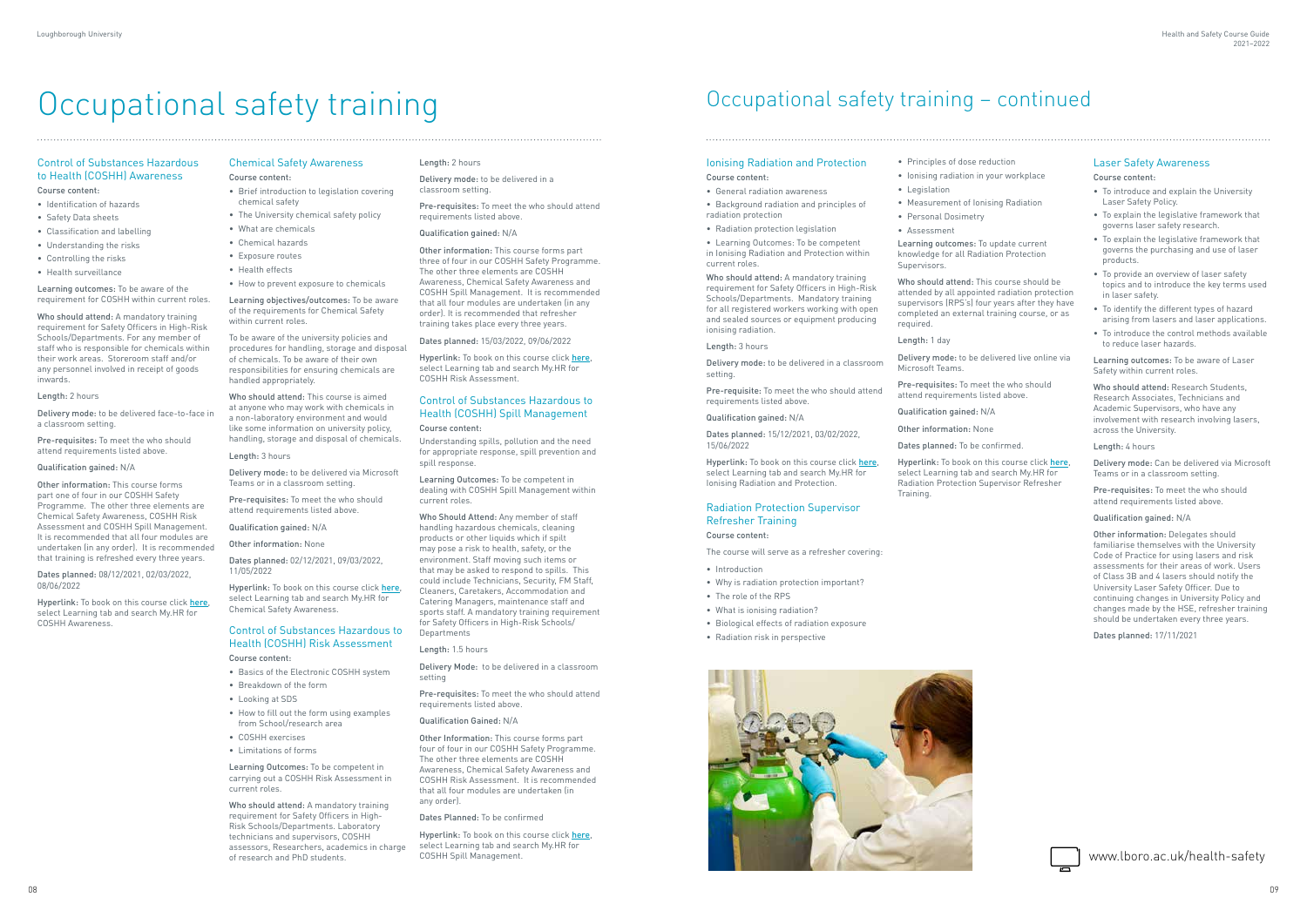# Occupational safety training

## Control of Substances Hazardous to Health (COSHH) Awareness

**Course content:**

- Identification of hazards
- Safety Data sheets
- Classification and labelling
- Understanding the risks
- Controlling the risks
- Health surveillance

**Learning outcomes:** To be aware of the requirement for COSHH within current roles.

**Who should attend:** A mandatory training requirement for Safety Officers in High-Risk Schools/Departments. For any member of staff who is responsible for chemicals within their work areas. Storeroom staff and/or any personnel involved in receipt of goods inwards.

**Length:** 2 hours

**Delivery mode:** to be delivered face-to-face in a classroom setting.

**Pre-requisites:** To meet the who should attend requirements listed above.

**Qualification gained:** N/A

**Other information:** This course forms part one of four in our COSHH Safety Programme. The other three elements are Chemical Safety Awareness, COSHH Risk Assessment and COSHH Spill Management. It is recommended that all four modules are undertaken (in any order). It is recommended that training is refreshed every three years.

**Dates planned:** 08/12/2021, 02/03/2022, 08/06/2022

**Hyperlink:** To book on this course click here, select Learning tab and search My.HR for COSHH Awareness.

## Chemical Safety Awareness

**Course content:**

- Brief introduction to legislation covering chemical safety
- The University chemical safety policy
- What are chemicals
- Chemical hazards
- Exposure routes
- Health effects
- How to prevent exposure to chemicals

**Learning objectives/outcomes:** To be aware of the requirements for Chemical Safety within current roles.

To be aware of the university policies and procedures for handling, storage and disposal of chemicals. To be aware of their own responsibilities for ensuring chemicals are handled appropriately.

**Who should attend:** This course is aimed at anyone who may work with chemicals in a non-laboratory environment and would like some information on university policy, handling, storage and disposal of chemicals.

**Length:** 3 hours

**Delivery mode:** to be delivered via Microsoft Teams or in a classroom setting.

**Pre-requisites:** To meet the who should attend requirements listed above.

**Qualification gained:** N/A

**Other information:** None

**Dates planned:** 02/12/2021, 09/03/2022, 11/05/2022

**Hyperlink:** To book on this course click here, select Learning tab and search My.HR for Chemical Safety Awareness.

## Control of Substances Hazardous to Health (COSHH) Risk Assessment

**Course content:**

- Basics of the Electronic COSHH system
- Breakdown of the form
- Looking at SDS
- How to fill out the form using examples from School/research area
- COSHH exercises
- Limitations of forms

**Learning Outcomes:** To be competent in carrying out a COSHH Risk Assessment in current roles.

**Who should attend:** A mandatory training requirement for Safety Officers in High-Risk Schools/Departments. Laboratory technicians and supervisors, COSHH assessors, Researchers, academics in charge of research and PhD students.

**Length:** 2 hours

**Delivery mode:** to be delivered in a classroom setting.

**Pre-requisites:** To meet the who should attend requirements listed above.

**Qualification gained:** N/A

**Other information:** This course forms part three of four in our COSHH Safety Programme. The other three elements are COSHH Awareness, Chemical Safety Awareness and COSHH Spill Management. It is recommended that all four modules are undertaken (in any order). It is recommended that refresher training takes place every three years.

**Dates planned:** 15/03/2022, 09/06/2022

**Hyperlink:** To book on this course click here, select Learning tab and search My.HR for COSHH Risk Assessment.

## Control of Substances Hazardous to Health (COSHH) Spill Management

**Course content:**

Understanding spills, pollution and the need for appropriate response, spill prevention and spill response.

**Learning Outcomes:** To be competent in dealing with COSHH Spill Management within current roles.

**Who Should Attend:** Any member of staff handling hazardous chemicals, cleaning products or other liquids which if spilt may pose a risk to health, safety, or the environment. Staff moving such items or that may be asked to respond to spills. This could include Technicians, Security, FM Staff, Cleaners, Caretakers, Accommodation and Catering Managers, maintenance staff and sports staff. A mandatory training requirement for Safety Officers in High-Risk Schools/Departments

**Length:** 1.5 hours

**Delivery Mode:** to be delivered in a classroom setting

**Pre-requisites:** To meet the who should attend requirements listed above.

**Qualification Gained:** N/A

**Other Information:** This course forms part four of four in our COSHH Safety Programme. The other three elements are COSHH Awareness, Chemical Safety Awareness and COSHH Risk Assessment. It is recommended that all four modules are undertaken (in any order).

**Dates Planned:** To be confirmed

**Hyperlink:** To book on this course click here, select Learning tab and search My.HR for COSHH Spill Management.

# Occupational safety training – continued

## Ionising Radiation and Protection

**Course content:**

- General radiation awareness
- Background radiation and principles of radiation protection
- Radiation protection legislation
- Learning Outcomes: To be competent in Ionising Radiation and Protection within current roles.

**Who should attend:** A mandatory training requirement for Safety Officers in High-Risk Schools/Departments. Mandatory training for all registered workers working with open and sealed sources or equipment producing ionising radiation.

**Length:** 3 hours

**Delivery mode:** to be delivered in a classroom setting.

**Pre-requisite:** To meet the who should attend requirements listed above.

**Qualification gained:** N/A

**Dates planned:** 15/12/2021, 03/02/2022, 15/06/2022

**Hyperlink:** To book on this course click here, select Learning tab and search My.HR for Ionising Radiation and Protection.

## Radiation Protection Supervisor Refresher Training

**Course content:**

The course will serve as a refresher covering:

- Introduction
- Why is radiation protection important?
- The role of the RPS
- What is ionising radiation?
- Biological effects of radiation exposure
- Radiation risk in perspective
- Principles of dose reduction
- Ionising radiation in your workplace
- Legislation
- Measurement of Ionising Radiation
- Personal Dosimetry
- Assessment

**Learning outcomes:** To update current knowledge for all Radiation Protection Supervisors.

**Who should attend:** This course should be attended by all appointed radiation protection supervisors (RPS's) four years after they have completed an external training course, or as required.

**Length:** 1 day

**Delivery mode:** to be delivered live online via Microsoft Teams.

**Pre-requisites:** To meet the who should attend requirements listed above.

**Qualification gained:** N/A

**Other information:** None

**Dates planned:** To be confirmed.

**Hyperlink:** To book on this course click here, select Learning tab and search My.HR for Radiation Protection Supervisor Refresher Training.

## Laser Safety Awareness

**Course content:**

- To introduce and explain the University Laser Safety Policy.
- To explain the legislative framework that governs laser safety research.
- To explain the legislative framework that governs the purchasing and use of laser products.
- To provide an overview of laser safety topics and to introduce the key terms used in laser safety.
- To identify the different types of hazard arising from lasers and laser applications.
- To introduce the control methods available to reduce laser hazards.

**Learning outcomes:** To be aware of Laser Safety within current roles.

**Who should attend:** Research Students, Research Associates, Technicians and Academic Supervisors, who have any involvement with research involving lasers, across the University.

**Length:** 4 hours

**Delivery mode:** Can be delivered via Microsoft Teams or in a classroom setting.

**Pre-requisites:** To meet the who should attend requirements listed above.

**Qualification gained:** N/A

**Other information:** Delegates should familiarise themselves with the University Code of Practice for using lasers and risk assessments for their areas of work. Users of Class 3B and 4 lasers should notify the University Laser Safety Officer. Due to continuing changes in University Policy and changes made by the HSE, refresher training should be undertaken every three years.

**Dates planned:** 17/11/2021

www.lboro.ac.uk/health-safety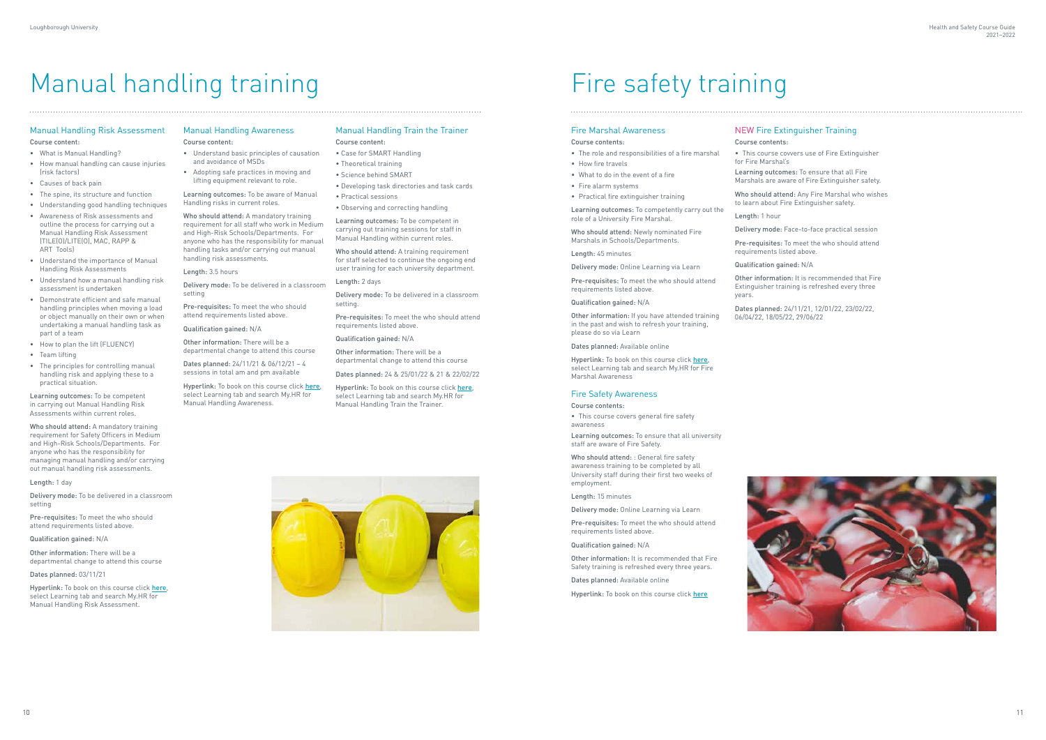# Manual handling training

## Manual Handling Risk Assessment

**Course content:**

- What is Manual Handling?
- How manual handling can cause injuries (risk factors)
- Causes of back pain
- The spine, its structure and function
- Understanding good handling techniques
- Awareness of Risk assessments and outline the process for carrying out a Manual Handling Risk Assessment (TILE(O)/LITE(O), MAC, RAPP & ART Tools)
- Understand the importance of Manual Handling Risk Assessments
- Understand how a manual handling risk assessment is undertaken
- Demonstrate efficient and safe manual handling principles when moving a load or object manually on their own or when undertaking a manual handling task as part of a team
- How to plan the lift (FLUENCY)
- Team lifting
- The principles for controlling manual handling risk and applying these to a practical situation.

**Learning outcomes:** To be competent in carrying out Manual Handling Risk Assessments within current roles.

**Who should attend:** A mandatory training requirement for Safety Officers in Medium and High-Risk Schools/Departments. For anyone who has the responsibility for managing manual handling and/or carrying out manual handling risk assessments.

**Length:** 1 day

**Delivery mode:** To be delivered in a classroom setting

**Pre-requisites:** To meet the who should attend requirements listed above.

**Qualification gained:** N/A

**Other information:** There will be a departmental change to attend this course

**Dates planned:** 03/11/21

**Hyperlink:** To book on this course click here, select Learning tab and search My.HR for Manual Handling Risk Assessment.

## Manual Handling Awareness

**Course content:**

- Understand basic principles of causation and avoidance of MSDs
- Adopting safe practices in moving and lifting equipment relevant to role.

**Learning outcomes:** To be aware of Manual Handling risks in current roles.

**Who should attend:** A mandatory training requirement for all staff who work in Medium and High-Risk Schools/Departments. For anyone who has the responsibility for manual handling tasks and/or carrying out manual handling risk assessments.

**Length:** 3.5 hours

**Delivery mode:** To be delivered in a classroom setting

**Pre-requisites:** To meet the who should attend requirements listed above.

**Qualification gained:** N/A

**Other information:** There will be a departmental change to attend this course

**Dates planned:** 24/11/21 & 06/12/21 – 4 sessions in total am and pm available

**Hyperlink:** To book on this course click here, select Learning tab and search My.HR for Manual Handling Awareness.

## Manual Handling Train the Trainer

**Course content:**

- Case for SMART Handling
- Theoretical training
- Science behind SMART
- Developing task directories and task cards
- Practical sessions
- Observing and correcting handling

**Learning outcomes:** To be competent in carrying out training sessions for staff in Manual Handling within current roles.

**Who should attend:** A training requirement for staff selected to continue the ongoing end user training for each university department.

**Length:** 2 days

**Delivery mode:** To be delivered in a classroom setting.

**Pre-requisites:** To meet the who should attend requirements listed above.

**Qualification gained:** N/A

**Other information:** There will be a departmental change to attend this course

**Dates planned:** 24 & 25/01/22 & 21 & 22/02/22

**Hyperlink:** To book on this course click here, select Learning tab and search My.HR for Manual Handling Train the Trainer.

# Fire safety training

## Fire Marshal Awareness

**Course contents:**

- The role and responsibilities of a fire marshal
- How fire travels
- What to do in the event of a fire
- Fire alarm systems
- Practical fire extinguisher training

**Learning outcomes:** To competently carry out the role of a University Fire Marshal.

**Who should attend:** Newly nominated Fire Marshals in Schools/Departments.

**Length:** 45 minutes

**Delivery mode:** Online Learning via Learn

**Pre-requisites:** To meet the who should attend requirements listed above.

**Qualification gained:** N/A

**Other information:** If you have attended training in the past and wish to refresh your training, please do so via Learn

**Dates planned:** Available online

**Hyperlink:** To book on this course click here, select Learning tab and search My.HR for Fire Marshal Awareness

## Fire Safety Awareness

**Course contents:**

- This course covers general fire safety awareness

**Learning outcomes:** To ensure that all university staff are aware of Fire Safety.

**Who should attend:** : General fire safety awareness training to be completed by all University staff during their first two weeks of employment.

**Length:** 15 minutes

**Delivery mode:** Online Learning via Learn

**Pre-requisites:** To meet the who should attend requirements listed above.

**Qualification gained:** N/A

**Other information:** It is recommended that Fire Safety training is refreshed every three years.

**Dates planned:** Available online

**Hyperlink:** To book on this course click here

## NEW Fire Extinguisher Training

**Course contents:**

- This course covers use of Fire Extinguisher for Fire Marshal's

**Learning outcomes:** To ensure that all Fire Marshals are aware of Fire Extinguisher safety.

**Who should attend:** Any Fire Marshal who wishes to learn about Fire Extinguisher safety.

**Length:** 1 hour

**Delivery mode:** Face-to-face practical session

**Pre-requisites:** To meet the who should attend requirements listed above.

**Qualification gained:** N/A

**Other information:** It is recommended that Fire Extinguisher training is refreshed every three years.

**Dates planned:** 24/11/21, 12/01/22, 23/02/22, 06/04/22, 18/05/22, 29/06/22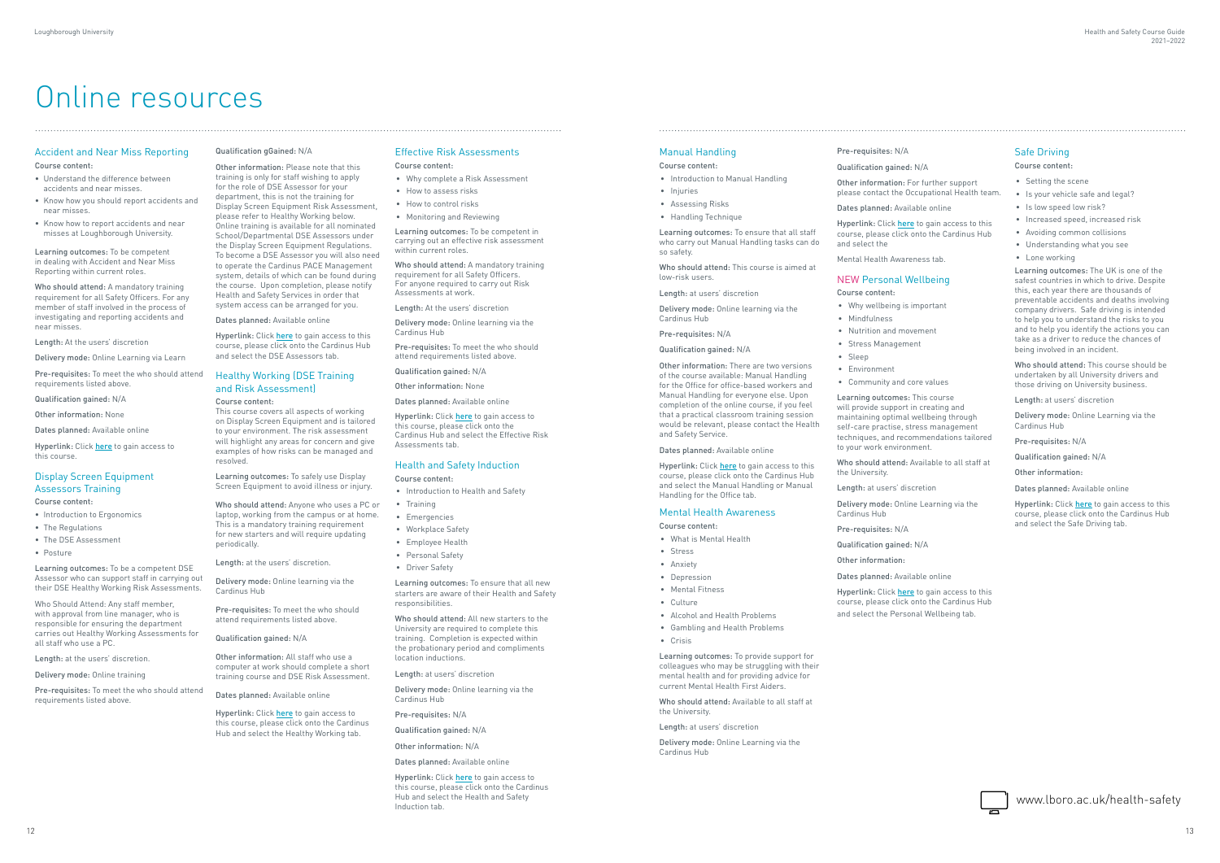# Online resources

## Accident and Near Miss Reporting

**Course content:**

- Understand the difference between accidents and near misses.
- Know how you should report accidents and near misses.
- Know how to report accidents and near misses at Loughborough University.

**Learning outcomes:** To be competent in dealing with Accident and Near Miss Reporting within current roles.

**Who should attend:** A mandatory training requirement for all Safety Officers. For any member of staff involved in the process of investigating and reporting accidents and near misses.

**Length:** At the users' discretion

**Delivery mode:** Online Learning via Learn

**Pre-requisites:** To meet the who should attend requirements listed above.

**Qualification gained:** N/A

**Other information:** None

**Dates planned:** Available online

**Hyperlink:** Click here to gain access to this course.

## Display Screen Equipment Assessors Training

**Course content:**

- Introduction to Ergonomics
- The Regulations
- The DSE Assessment
- Posture

**Learning outcomes:** To be a competent DSE Assessor who can support staff in carrying out their DSE Healthy Working Risk Assessments.

Who Should Attend: Any staff member, with approval from line manager, who is responsible for ensuring the department carries out Healthy Working Assessments for all staff who use a PC.

Length: at the users' discretion.

Delivery mode: Online training

**Pre-requisites:** To meet the who should attend requirements listed above.

**Qualification gGained:** N/A

**Other information:** Please note that this training is only for staff wishing to apply for the role of DSE Assessor for your department, this is not the training for Display Screen Equipment Risk Assessment, please refer to Healthy Working below. Online training is available for all nominated School/Departmental DSE Assessors under the Display Screen Equipment Regulations. To become a DSE Assessor you will also need to operate the Cardinus PACE Management system, details of which can be found during the course. Upon completion, please notify Health and Safety Services in order that system access can be arranged for you.

**Dates planned:** Available online

**Hyperlink:** Click here to gain access to this course, please click onto the Cardinus Hub and select the DSE Assessors tab.

## Healthy Working (DSE Training and Risk Assessment)

**Course content:**

This course covers all aspects of working on Display Screen Equipment and is tailored to your environment. The risk assessment will highlight any areas for concern and give examples of how risks can be managed and resolved.

**Learning outcomes:** To safely use Display Screen Equipment to avoid illness or injury.

**Who should attend:** Anyone who uses a PC or laptop, working from the campus or at home. This is a mandatory training requirement for new starters and will require updating periodically.

**Length:** at the users' discretion.

**Delivery mode:** Online learning via the Cardinus Hub

**Pre-requisites:** To meet the who should attend requirements listed above.

**Qualification gained:** N/A

**Other information:** All staff who use a computer at work should complete a short training course and DSE Risk Assessment.

**Dates planned:** Available online

**Hyperlink:** Click here to gain access to this course, please click onto the Cardinus Hub and select the Healthy Working tab.

## Effective Risk Assessments

**Course content:**

- Why complete a Risk Assessment
- How to assess risks
- How to control risks
- Monitoring and Reviewing

**Learning outcomes:** To be competent in carrying out an effective risk assessment within current roles.

**Who should attend:** A mandatory training requirement for all Safety Officers. For anyone required to carry out Risk Assessments at work.

**Length:** At the users' discretion

**Delivery mode:** Online learning via the Cardinus Hub

**Pre-requisites:** To meet the who should attend requirements listed above.

**Qualification gained:** N/A

**Other information:** None

**Dates planned:** Available online

**Hyperlink:** Click here to gain access to this course, please click onto the Cardinus Hub and select the Effective Risk Assessments tab.

## Health and Safety Induction

**Course content:**

- Introduction to Health and Safety
- Training
- Emergencies
- Workplace Safety
- Employee Health
- Personal Safety
- Driver Safety

**Learning outcomes:** To ensure that all new starters are aware of their Health and Safety responsibilities.

**Who should attend:** All new starters to the University are required to complete this training. Completion is expected within the probationary period and compliments location inductions.

**Length:** at users' discretion

**Delivery mode:** Online learning via the Cardinus Hub

**Pre-requisites:** N/A

**Qualification gained:** N/A

**Other information:** N/A

**Dates planned:** Available online

**Hyperlink:** Click here to gain access to this course, please click onto the Cardinus Hub and select the Health and Safety Induction tab.

## Manual Handling

**Course content:**

- Introduction to Manual Handling
- Injuries
- Assessing Risks
- Handling Technique

**Learning outcomes:** To ensure that all staff who carry out Manual Handling tasks can do so safety.

**Who should attend:** This course is aimed at low-risk users.

**Length:** at users' discretion

**Delivery mode:** Online learning via the Cardinus Hub

**Pre-requisites:** N/A

**Qualification gained:** N/A

**Other information:** There are two versions of the course available: Manual Handling for the Office for office-based workers and Manual Handling for everyone else. Upon completion of the online course, if you feel that a practical classroom training session would be relevant, please contact the Health and Safety Service.

**Dates planned:** Available online

**Hyperlink:** Click here to gain access to this course, please click onto the Cardinus Hub and select the Manual Handling or Manual Handling for the Office tab.

## Mental Health Awareness

**Course content:**

- What is Mental Health
- Stress
- Anxiety
- Depression
- Mental Fitness
- Culture
- Alcohol and Health Problems
- Gambling and Health Problems
- Crisis

**Learning outcomes:** To provide support for colleagues who may be struggling with their mental health and for providing advice for current Mental Health First Aiders.

**Who should attend:** Available to all staff at the University.

**Length:** at users' discretion

**Delivery mode:** Online Learning via the Cardinus Hub

**Pre-requisites:** N/A

**Qualification gained:** N/A

**Other information:** For further support please contact the Occupational Health team.

**Dates planned:** Available online

**Hyperlink:** Click here to gain access to this course, please click onto the Cardinus Hub and select the

Mental Health Awareness tab.

## NEW Personal Wellbeing

**Course content:**

- Why wellbeing is important
- Mindfulness
- Nutrition and movement
- Stress Management
- Sleep
- Environment
- Community and core values

**Learning outcomes:** This course will provide support in creating and maintaining optimal wellbeing through self-care practise, stress management techniques, and recommendations tailored to your work environment.

**Who should attend:** Available to all staff at the University.

**Length:** at users' discretion

**Delivery mode:** Online Learning via the Cardinus Hub

**Pre-requisites:** N/A

**Qualification gained:** N/A

**Other information:**

**Dates planned:** Available online

**Hyperlink:** Click here to gain access to this course, please click onto the Cardinus Hub and select the Personal Wellbeing tab.

## Safe Driving

**Course content:**

- Setting the scene
- Is your vehicle safe and legal?
- Is low speed low risk?
- Increased speed, increased risk
- Avoiding common collisions
- Understanding what you see
- Lone working

**Learning outcomes:** The UK is one of the safest countries in which to drive. Despite this, each year there are thousands of preventable accidents and deaths involving company drivers. Safe driving is intended to help you to understand the risks to you and to help you identify the actions you can take as a driver to reduce the chances of being involved in an incident.

**Who should attend:** This course should be undertaken by all University drivers and those driving on University business.

**Length:** at users' discretion

**Delivery mode:** Online Learning via the Cardinus Hub

**Pre-requisites:** N/A

**Qualification gained:** N/A

**Other information:**

**Dates planned:** Available online

**Hyperlink:** Click here to gain access to this course, please click onto the Cardinus Hub and select the Safe Driving tab.

www.lboro.ac.uk/health-safety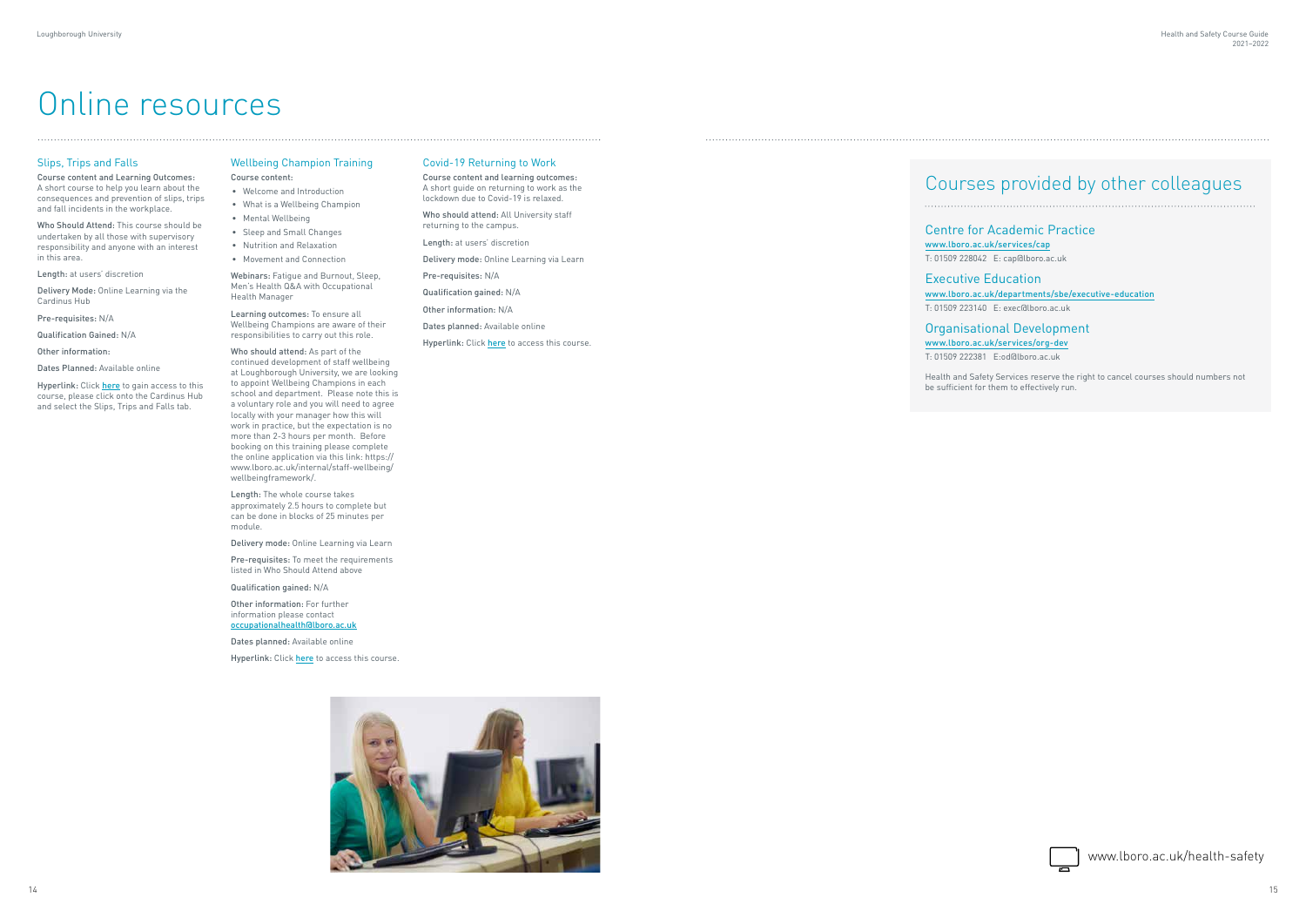# Online resources

## Slips, Trips and Falls

**Course content and Learning Outcomes:** A short course to help you learn about the consequences and prevention of slips, trips and fall incidents in the workplace.

**Who Should Attend:** This course should be undertaken by all those with supervisory responsibility and anyone with an interest in this area.

**Length:** at users' discretion

**Delivery Mode:** Online Learning via the Cardinus Hub

**Pre-requisites:** N/A

**Qualification Gained:** N/A

**Other information:**

**Dates Planned:** Available online

**Hyperlink:** Click here to gain access to this course, please click onto the Cardinus Hub and select the Slips, Trips and Falls tab.

## Wellbeing Champion Training

**Course content:**

- Welcome and Introduction
- What is a Wellbeing Champion
- Mental Wellbeing
- Sleep and Small Changes
- Nutrition and Relaxation
- Movement and Connection

**Webinars:** Fatigue and Burnout, Sleep, Men's Health Q&A with Occupational Health Manager

**Learning outcomes:** To ensure all Wellbeing Champions are aware of their responsibilities to carry out this role.

**Who should attend:** As part of the continued development of staff wellbeing at Loughborough University, we are looking to appoint Wellbeing Champions in each school and department. Please note this is a voluntary role and you will need to agree locally with your manager how this will work in practice, but the expectation is no more than 2-3 hours per month. Before booking on this training please complete the online application via this link: https://www.lboro.ac.uk/internal/staff-wellbeing/wellbeingframework/.

**Length:** The whole course takes approximately 2.5 hours to complete but can be done in blocks of 25 minutes per module.

**Delivery mode:** Online Learning via Learn

**Pre-requisites:** To meet the requirements listed in Who Should Attend above

**Qualification gained:** N/A

**Other information:** For further information please contact occupationalhealth@lboro.ac.uk

**Dates planned:** Available online

**Hyperlink:** Click here to access this course.

## Covid-19 Returning to Work

**Course content and learning outcomes:** A short guide on returning to work as the lockdown due to Covid-19 is relaxed.

**Who should attend:** All University staff returning to the campus.

**Length:** at users' discretion

**Delivery mode:** Online Learning via Learn

**Pre-requisites:** N/A

**Qualification gained:** N/A

**Other information:** N/A

**Dates planned:** Available online

**Hyperlink:** Click here to access this course.

# Courses provided by other colleagues

## Centre for Academic Practice

www.lboro.ac.uk/services/cap

T: 01509 228042 E: cap@lboro.ac.uk

## Executive Education

www.lboro.ac.uk/departments/sbe/executive-education

T: 01509 223140 E: exec@lboro.ac.uk

## Organisational Development

www.lboro.ac.uk/services/org-dev

T: 01509 222381 E:od@lboro.ac.uk

Health and Safety Services reserve the right to cancel courses should numbers not be sufficient for them to effectively run.

www.lboro.ac.uk/health-safety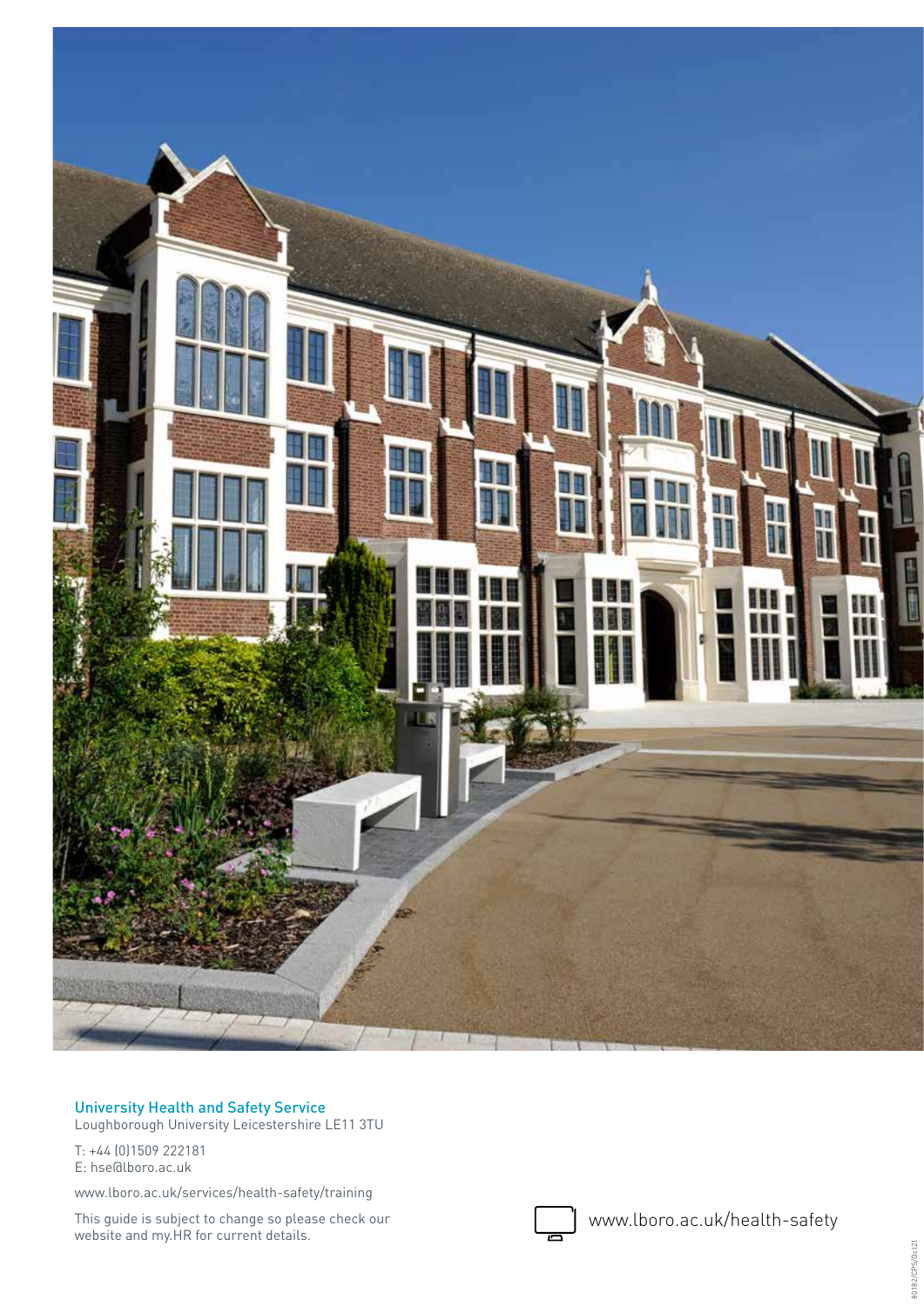**University Health and Safety Service**
Loughborough University Leicestershire LE11 3TU

T: +44 (0)1509 222181
E: hse@lboro.ac.uk

www.lboro.ac.uk/services/health-safety/training

This guide is subject to change so please check our website and my.HR for current details.

www.lboro.ac.uk/health-safety

80182/CPS/Oct21